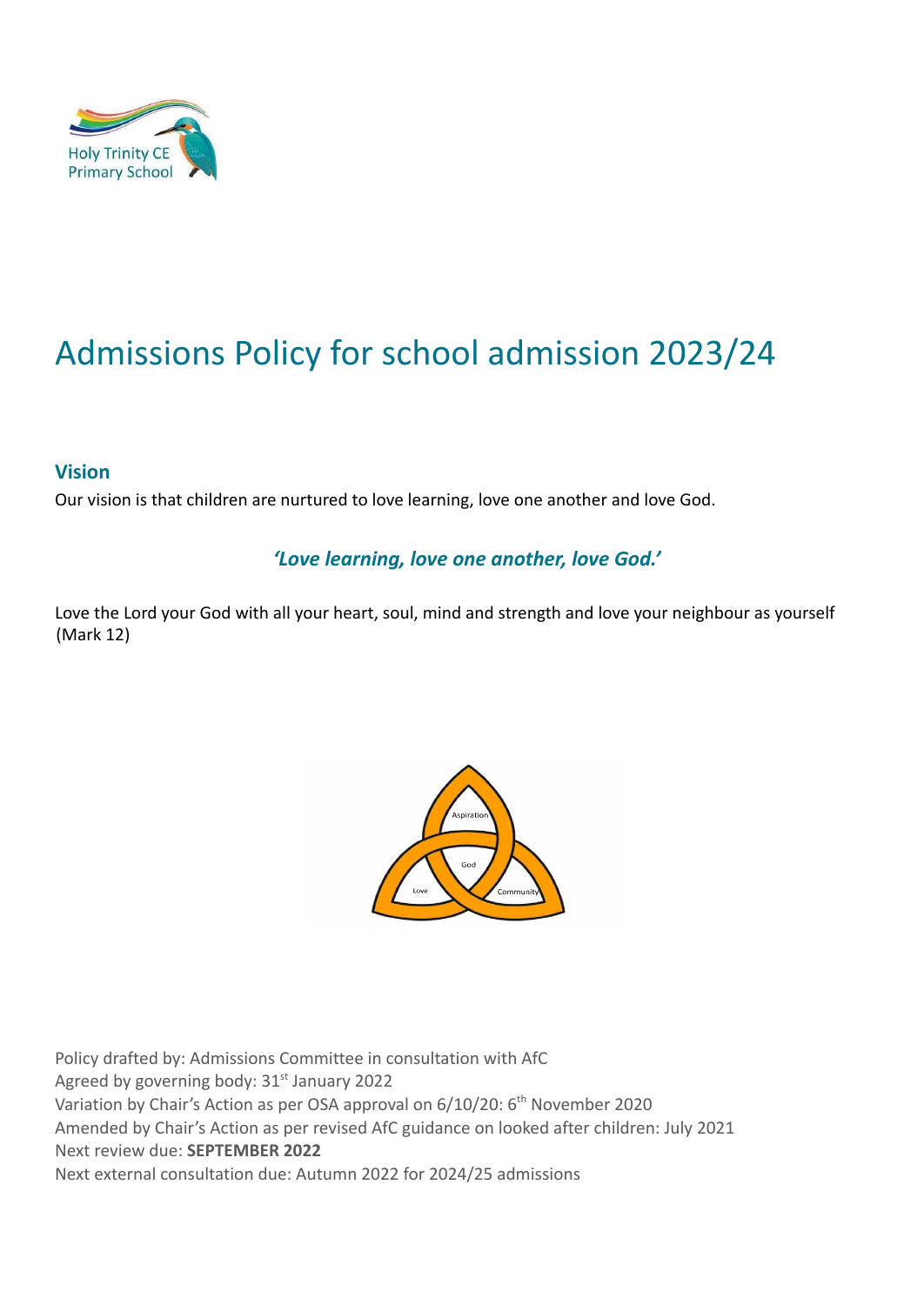# Admissions Policy for school admission 2023/24

## Vision

Our vision is that children are nurtured to love learning, love one another and love God.

***'Love learning, love one another, love God.'***

Love the Lord your God with all your heart, soul, mind and strength and love your neighbour as yourself (Mark 12)

Policy drafted by: Admissions Committee in consultation with AfC
Agreed by governing body: 31st January 2022
Variation by Chair's Action as per OSA approval on 6/10/20: 6th November 2020
Amended by Chair's Action as per revised AfC guidance on looked after children: July 2021
Next review due: **SEPTEMBER 2022**
Next external consultation due: Autumn 2022 for 2024/25 admissions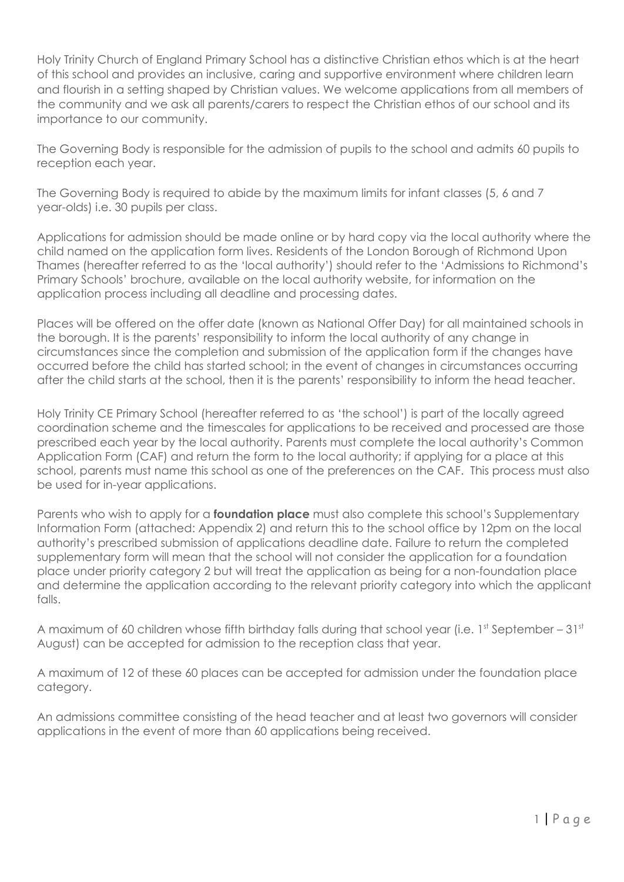Holy Trinity Church of England Primary School has a distinctive Christian ethos which is at the heart of this school and provides an inclusive, caring and supportive environment where children learn and flourish in a setting shaped by Christian values. We welcome applications from all members of the community and we ask all parents/carers to respect the Christian ethos of our school and its importance to our community.

The Governing Body is responsible for the admission of pupils to the school and admits 60 pupils to reception each year.

The Governing Body is required to abide by the maximum limits for infant classes (5, 6 and 7 year-olds) i.e. 30 pupils per class.

Applications for admission should be made online or by hard copy via the local authority where the child named on the application form lives. Residents of the London Borough of Richmond Upon Thames (hereafter referred to as the 'local authority') should refer to the 'Admissions to Richmond's Primary Schools' brochure, available on the local authority website, for information on the application process including all deadline and processing dates.

Places will be offered on the offer date (known as National Offer Day) for all maintained schools in the borough. It is the parents' responsibility to inform the local authority of any change in circumstances since the completion and submission of the application form if the changes have occurred before the child has started school; in the event of changes in circumstances occurring after the child starts at the school, then it is the parents' responsibility to inform the head teacher.

Holy Trinity CE Primary School (hereafter referred to as 'the school') is part of the locally agreed coordination scheme and the timescales for applications to be received and processed are those prescribed each year by the local authority. Parents must complete the local authority's Common Application Form (CAF) and return the form to the local authority; if applying for a place at this school, parents must name this school as one of the preferences on the CAF. This process must also be used for in-year applications.

Parents who wish to apply for a **foundation place** must also complete this school's Supplementary Information Form (attached: Appendix 2) and return this to the school office by 12pm on the local authority's prescribed submission of applications deadline date. Failure to return the completed supplementary form will mean that the school will not consider the application for a foundation place under priority category 2 but will treat the application as being for a non-foundation place and determine the application according to the relevant priority category into which the applicant falls.

A maximum of 60 children whose fifth birthday falls during that school year (i.e. 1st September – 31st August) can be accepted for admission to the reception class that year.

A maximum of 12 of these 60 places can be accepted for admission under the foundation place category.

An admissions committee consisting of the head teacher and at least two governors will consider applications in the event of more than 60 applications being received.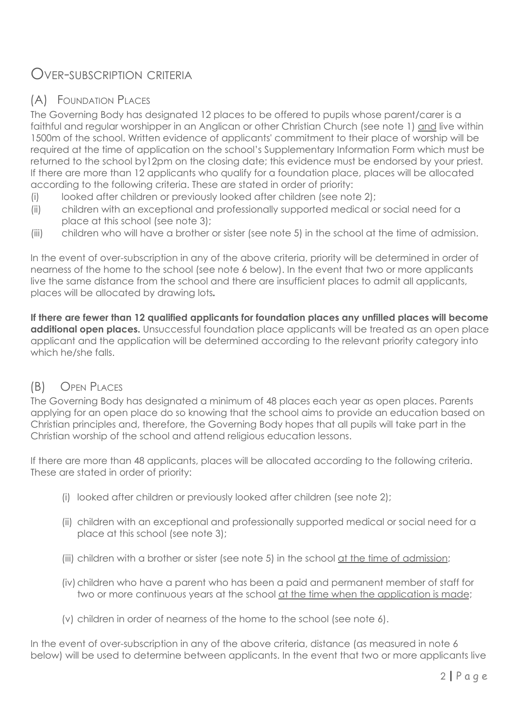# Over-subscription criteria

## (A) Foundation Places

The Governing Body has designated 12 places to be offered to pupils whose parent/carer is a faithful and regular worshipper in an Anglican or other Christian Church (see note 1) and live within 1500m of the school. Written evidence of applicants' commitment to their place of worship will be required at the time of application on the school's Supplementary Information Form which must be returned to the school by12pm on the closing date; this evidence must be endorsed by your priest. If there are more than 12 applicants who qualify for a foundation place, places will be allocated according to the following criteria. These are stated in order of priority:

(i) looked after children or previously looked after children (see note 2);
(ii) children with an exceptional and professionally supported medical or social need for a place at this school (see note 3);
(iii) children who will have a brother or sister (see note 5) in the school at the time of admission.

In the event of over-subscription in any of the above criteria, priority will be determined in order of nearness of the home to the school (see note 6 below). In the event that two or more applicants live the same distance from the school and there are insufficient places to admit all applicants, places will be allocated by drawing lots**.**

**If there are fewer than 12 qualified applicants for foundation places any unfilled places will become additional open places.** Unsuccessful foundation place applicants will be treated as an open place applicant and the application will be determined according to the relevant priority category into which he/she falls.

## (B) Open Places

The Governing Body has designated a minimum of 48 places each year as open places. Parents applying for an open place do so knowing that the school aims to provide an education based on Christian principles and, therefore, the Governing Body hopes that all pupils will take part in the Christian worship of the school and attend religious education lessons.

If there are more than 48 applicants, places will be allocated according to the following criteria. These are stated in order of priority:

(i) looked after children or previously looked after children (see note 2);

(ii) children with an exceptional and professionally supported medical or social need for a place at this school (see note 3);

(iii) children with a brother or sister (see note 5) in the school at the time of admission;

(iv) children who have a parent who has been a paid and permanent member of staff for two or more continuous years at the school at the time when the application is made;

(v) children in order of nearness of the home to the school (see note 6).

In the event of over-subscription in any of the above criteria, distance (as measured in note 6 below) will be used to determine between applicants. In the event that two or more applicants live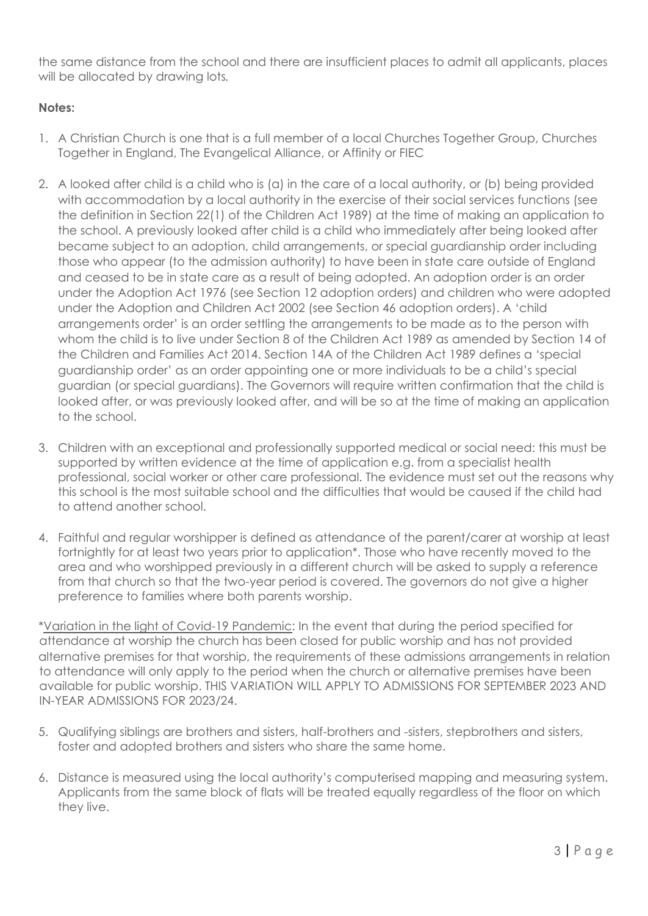the same distance from the school and there are insufficient places to admit all applicants, places will be allocated by drawing lots.

**Notes:**

1. A Christian Church is one that is a full member of a local Churches Together Group, Churches Together in England, The Evangelical Alliance, or Affinity or FIEC

2. A looked after child is a child who is (a) in the care of a local authority, or (b) being provided with accommodation by a local authority in the exercise of their social services functions (see the definition in Section 22(1) of the Children Act 1989) at the time of making an application to the school. A previously looked after child is a child who immediately after being looked after became subject to an adoption, child arrangements, or special guardianship order including those who appear (to the admission authority) to have been in state care outside of England and ceased to be in state care as a result of being adopted. An adoption order is an order under the Adoption Act 1976 (see Section 12 adoption orders) and children who were adopted under the Adoption and Children Act 2002 (see Section 46 adoption orders). A 'child arrangements order' is an order settling the arrangements to be made as to the person with whom the child is to live under Section 8 of the Children Act 1989 as amended by Section 14 of the Children and Families Act 2014. Section 14A of the Children Act 1989 defines a 'special guardianship order' as an order appointing one or more individuals to be a child's special guardian (or special guardians). The Governors will require written confirmation that the child is looked after, or was previously looked after, and will be so at the time of making an application to the school.

3. Children with an exceptional and professionally supported medical or social need: this must be supported by written evidence at the time of application e.g. from a specialist health professional, social worker or other care professional. The evidence must set out the reasons why this school is the most suitable school and the difficulties that would be caused if the child had to attend another school.

4. Faithful and regular worshipper is defined as attendance of the parent/carer at worship at least fortnightly for at least two years prior to application*. Those who have recently moved to the area and who worshipped previously in a different church will be asked to supply a reference from that church so that the two-year period is covered. The governors do not give a higher preference to families where both parents worship.

*Variation in the light of Covid-19 Pandemic: In the event that during the period specified for attendance at worship the church has been closed for public worship and has not provided alternative premises for that worship, the requirements of these admissions arrangements in relation to attendance will only apply to the period when the church or alternative premises have been available for public worship. THIS VARIATION WILL APPLY TO ADMISSIONS FOR SEPTEMBER 2023 AND IN-YEAR ADMISSIONS FOR 2023/24.

5. Qualifying siblings are brothers and sisters, half-brothers and -sisters, stepbrothers and sisters, foster and adopted brothers and sisters who share the same home.

6. Distance is measured using the local authority's computerised mapping and measuring system. Applicants from the same block of flats will be treated equally regardless of the floor on which they live.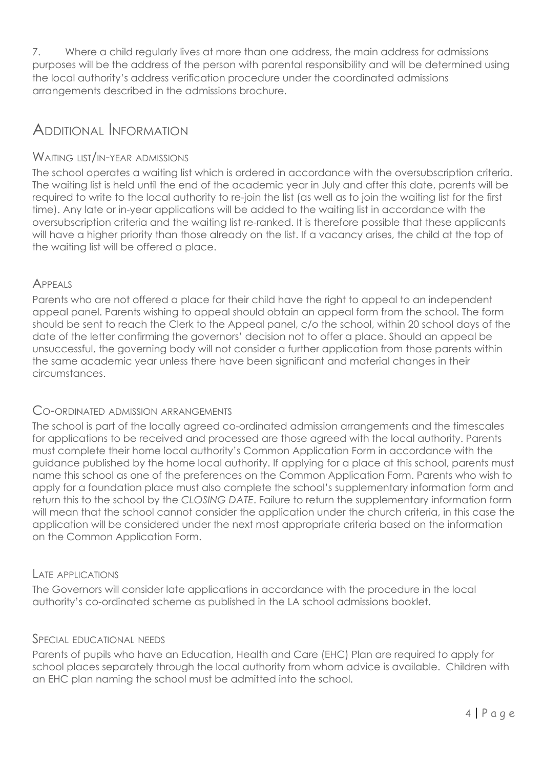7. Where a child regularly lives at more than one address, the main address for admissions purposes will be the address of the person with parental responsibility and will be determined using the local authority's address verification procedure under the coordinated admissions arrangements described in the admissions brochure.

## Additional Information

### Waiting list/in-year admissions

The school operates a waiting list which is ordered in accordance with the oversubscription criteria. The waiting list is held until the end of the academic year in July and after this date, parents will be required to write to the local authority to re-join the list (as well as to join the waiting list for the first time). Any late or in-year applications will be added to the waiting list in accordance with the oversubscription criteria and the waiting list re-ranked. It is therefore possible that these applicants will have a higher priority than those already on the list. If a vacancy arises, the child at the top of the waiting list will be offered a place.

### Appeals

Parents who are not offered a place for their child have the right to appeal to an independent appeal panel. Parents wishing to appeal should obtain an appeal form from the school. The form should be sent to reach the Clerk to the Appeal panel, c/o the school, within 20 school days of the date of the letter confirming the governors' decision not to offer a place. Should an appeal be unsuccessful, the governing body will not consider a further application from those parents within the same academic year unless there have been significant and material changes in their circumstances.

### Co-ordinated admission arrangements

The school is part of the locally agreed co-ordinated admission arrangements and the timescales for applications to be received and processed are those agreed with the local authority. Parents must complete their home local authority's Common Application Form in accordance with the guidance published by the home local authority. If applying for a place at this school, parents must name this school as one of the preferences on the Common Application Form. Parents who wish to apply for a foundation place must also complete the school's supplementary information form and return this to the school by the *CLOSING DATE*. Failure to return the supplementary information form will mean that the school cannot consider the application under the church criteria, in this case the application will be considered under the next most appropriate criteria based on the information on the Common Application Form.

### Late applications

The Governors will consider late applications in accordance with the procedure in the local authority's co-ordinated scheme as published in the LA school admissions booklet.

### Special educational needs

Parents of pupils who have an Education, Health and Care (EHC) Plan are required to apply for school places separately through the local authority from whom advice is available. Children with an EHC plan naming the school must be admitted into the school.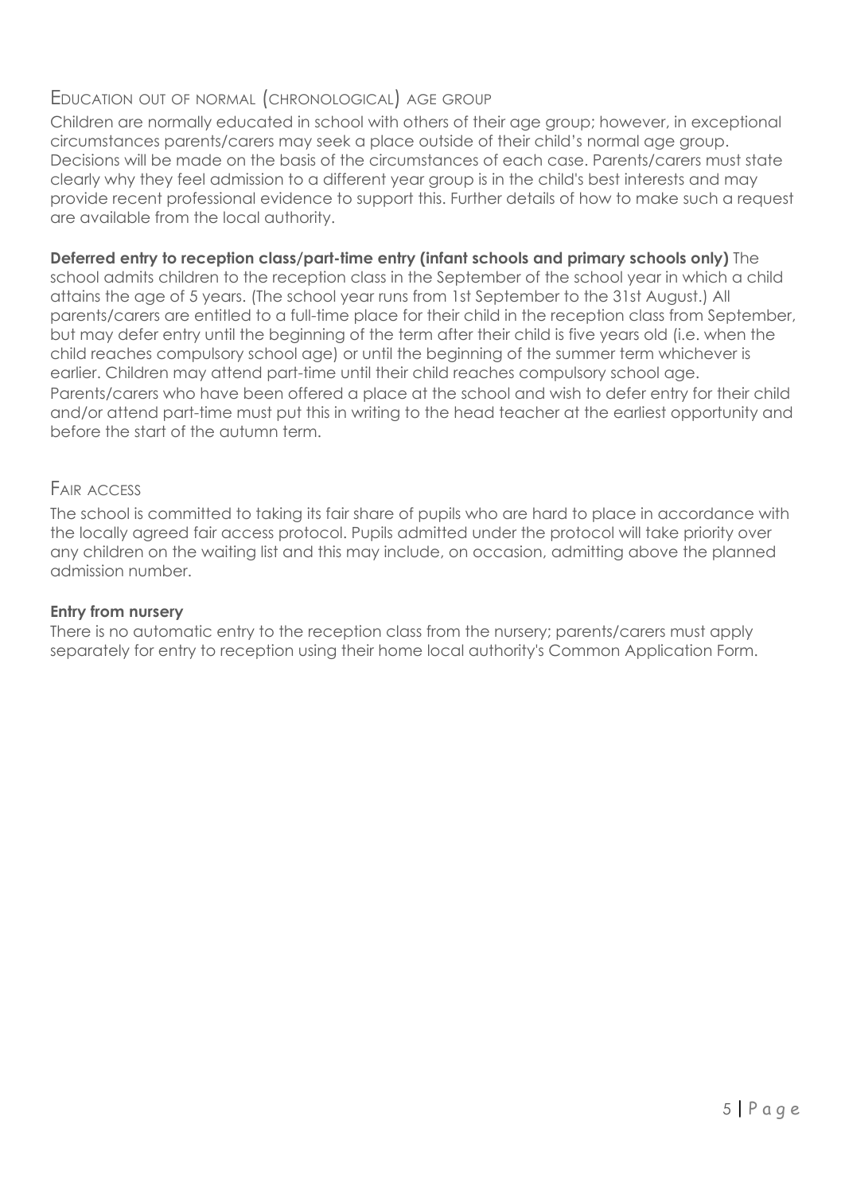## Education out of normal (chronological) age group

Children are normally educated in school with others of their age group; however, in exceptional circumstances parents/carers may seek a place outside of their child's normal age group. Decisions will be made on the basis of the circumstances of each case. Parents/carers must state clearly why they feel admission to a different year group is in the child's best interests and may provide recent professional evidence to support this. Further details of how to make such a request are available from the local authority.

**Deferred entry to reception class/part-time entry (infant schools and primary schools only)** The school admits children to the reception class in the September of the school year in which a child attains the age of 5 years. (The school year runs from 1st September to the 31st August.) All parents/carers are entitled to a full-time place for their child in the reception class from September, but may defer entry until the beginning of the term after their child is five years old (i.e. when the child reaches compulsory school age) or until the beginning of the summer term whichever is earlier. Children may attend part-time until their child reaches compulsory school age. Parents/carers who have been offered a place at the school and wish to defer entry for their child and/or attend part-time must put this in writing to the head teacher at the earliest opportunity and before the start of the autumn term.

## Fair access

The school is committed to taking its fair share of pupils who are hard to place in accordance with the locally agreed fair access protocol. Pupils admitted under the protocol will take priority over any children on the waiting list and this may include, on occasion, admitting above the planned admission number.

**Entry from nursery**

There is no automatic entry to the reception class from the nursery; parents/carers must apply separately for entry to reception using their home local authority's Common Application Form.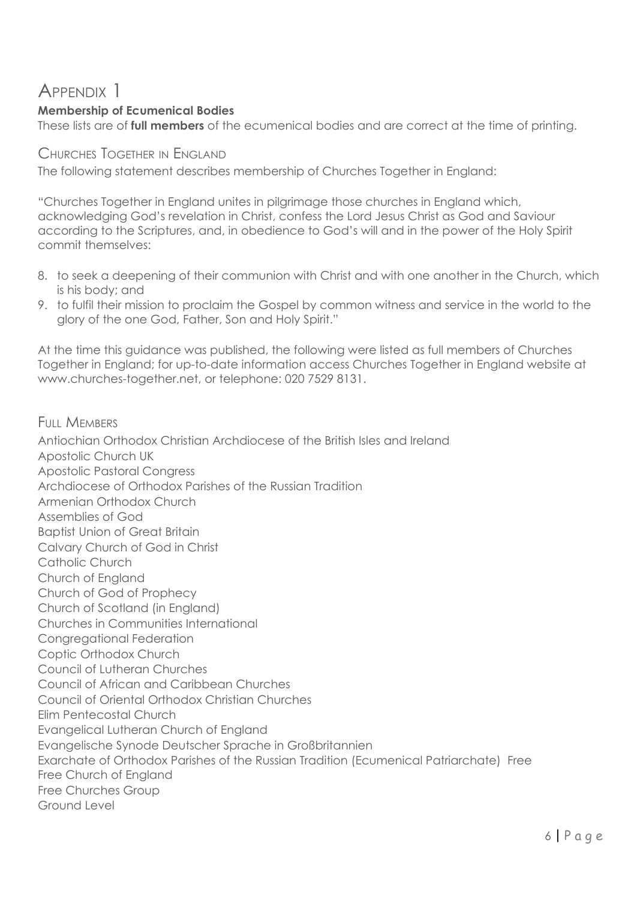# Appendix 1

**Membership of Ecumenical Bodies**

These lists are of **full members** of the ecumenical bodies and are correct at the time of printing.

## Churches Together in England

The following statement describes membership of Churches Together in England:

"Churches Together in England unites in pilgrimage those churches in England which, acknowledging God's revelation in Christ, confess the Lord Jesus Christ as God and Saviour according to the Scriptures, and, in obedience to God's will and in the power of the Holy Spirit commit themselves:

8. to seek a deepening of their communion with Christ and with one another in the Church, which is his body; and
9. to fulfil their mission to proclaim the Gospel by common witness and service in the world to the glory of the one God, Father, Son and Holy Spirit."

At the time this guidance was published, the following were listed as full members of Churches Together in England; for up-to-date information access Churches Together in England website at www.churches-together.net, or telephone: 020 7529 8131.

### Full Members

Antiochian Orthodox Christian Archdiocese of the British Isles and Ireland
Apostolic Church UK
Apostolic Pastoral Congress
Archdiocese of Orthodox Parishes of the Russian Tradition
Armenian Orthodox Church
Assemblies of God
Baptist Union of Great Britain
Calvary Church of God in Christ
Catholic Church
Church of England
Church of God of Prophecy
Church of Scotland (in England)
Churches in Communities International
Congregational Federation
Coptic Orthodox Church
Council of Lutheran Churches
Council of African and Caribbean Churches
Council of Oriental Orthodox Christian Churches
Elim Pentecostal Church
Evangelical Lutheran Church of England
Evangelische Synode Deutscher Sprache in Großbritannien
Exarchate of Orthodox Parishes of the Russian Tradition (Ecumenical Patriarchate) Free
Free Church of England
Free Churches Group
Ground Level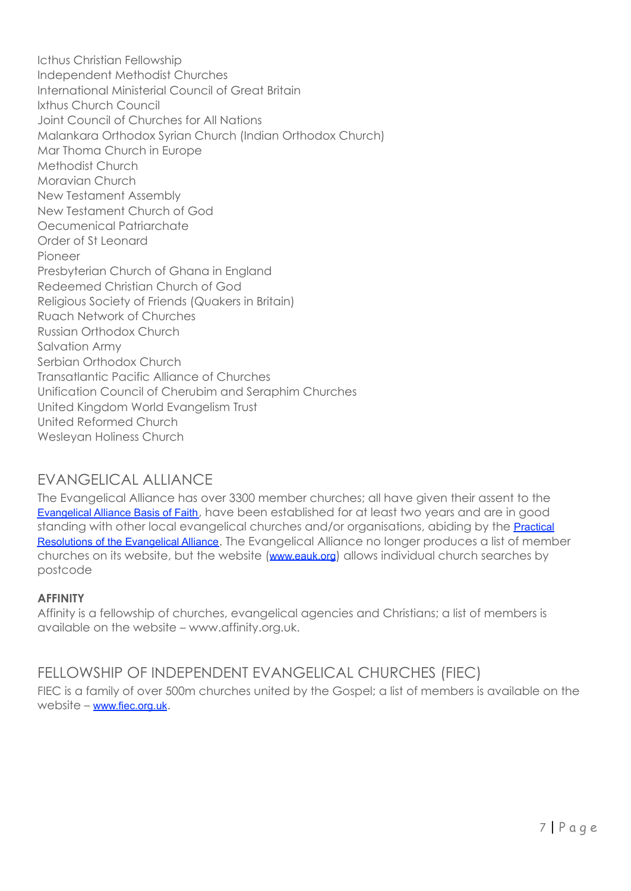Icthus Christian Fellowship
Independent Methodist Churches
International Ministerial Council of Great Britain
Ixthus Church Council
Joint Council of Churches for All Nations
Malankara Orthodox Syrian Church (Indian Orthodox Church)
Mar Thoma Church in Europe
Methodist Church
Moravian Church
New Testament Assembly
New Testament Church of God
Oecumenical Patriarchate
Order of St Leonard
Pioneer
Presbyterian Church of Ghana in England
Redeemed Christian Church of God
Religious Society of Friends (Quakers in Britain)
Ruach Network of Churches
Russian Orthodox Church
Salvation Army
Serbian Orthodox Church
Transatlantic Pacific Alliance of Churches
Unification Council of Cherubim and Seraphim Churches
United Kingdom World Evangelism Trust
United Reformed Church
Wesleyan Holiness Church

## EVANGELICAL ALLIANCE

The Evangelical Alliance has over 3300 member churches; all have given their assent to the Evangelical Alliance Basis of Faith, have been established for at least two years and are in good standing with other local evangelical churches and/or organisations, abiding by the Practical Resolutions of the Evangelical Alliance. The Evangelical Alliance no longer produces a list of member churches on its website, but the website (www.eauk.org) allows individual church searches by postcode

**AFFINITY**

Affinity is a fellowship of churches, evangelical agencies and Christians; a list of members is available on the website – www.affinity.org.uk.

## FELLOWSHIP OF INDEPENDENT EVANGELICAL CHURCHES (FIEC)

FIEC is a family of over 500m churches united by the Gospel; a list of members is available on the website – www.fiec.org.uk.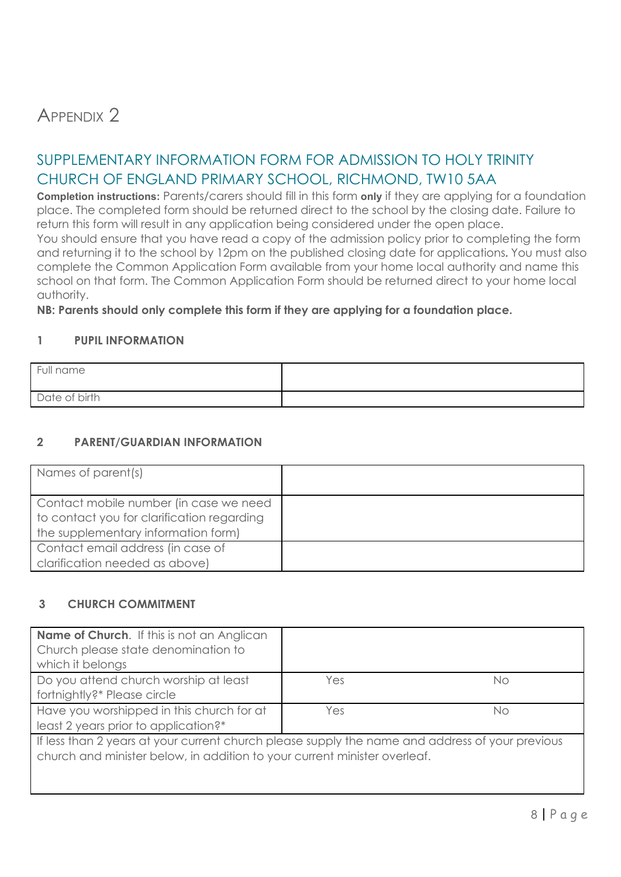# Appendix 2

## SUPPLEMENTARY INFORMATION FORM FOR ADMISSION TO HOLY TRINITY CHURCH OF ENGLAND PRIMARY SCHOOL, RICHMOND, TW10 5AA

**Completion instructions:** Parents/carers should fill in this form **only** if they are applying for a foundation place. The completed form should be returned direct to the school by the closing date. Failure to return this form will result in any application being considered under the open place.
You should ensure that you have read a copy of the admission policy prior to completing the form and returning it to the school by 12pm on the published closing date for applications. You must also complete the Common Application Form available from your home local authority and name this school on that form. The Common Application Form should be returned direct to your home local authority.

**NB: Parents should only complete this form if they are applying for a foundation place.**

### 1 PUPIL INFORMATION

| Full name | |
|---|---|
| Date of birth | |

### 2 PARENT/GUARDIAN INFORMATION

| Names of parent(s) | |
|---|---|
| Contact mobile number (in case we need to contact you for clarification regarding the supplementary information form) | |
| Contact email address (in case of clarification needed as above) | |

### 3 CHURCH COMMITMENT

| **Name of Church**. If this is not an Anglican Church please state denomination to which it belongs | | |
|---|---|---|
| Do you attend church worship at least fortnightly?* Please circle | Yes | No |
| Have you worshipped in this church for at least 2 years prior to application?* | Yes | No |
| If less than 2 years at your current church please supply the name and address of your previous church and minister below, in addition to your current minister overleaf. | | |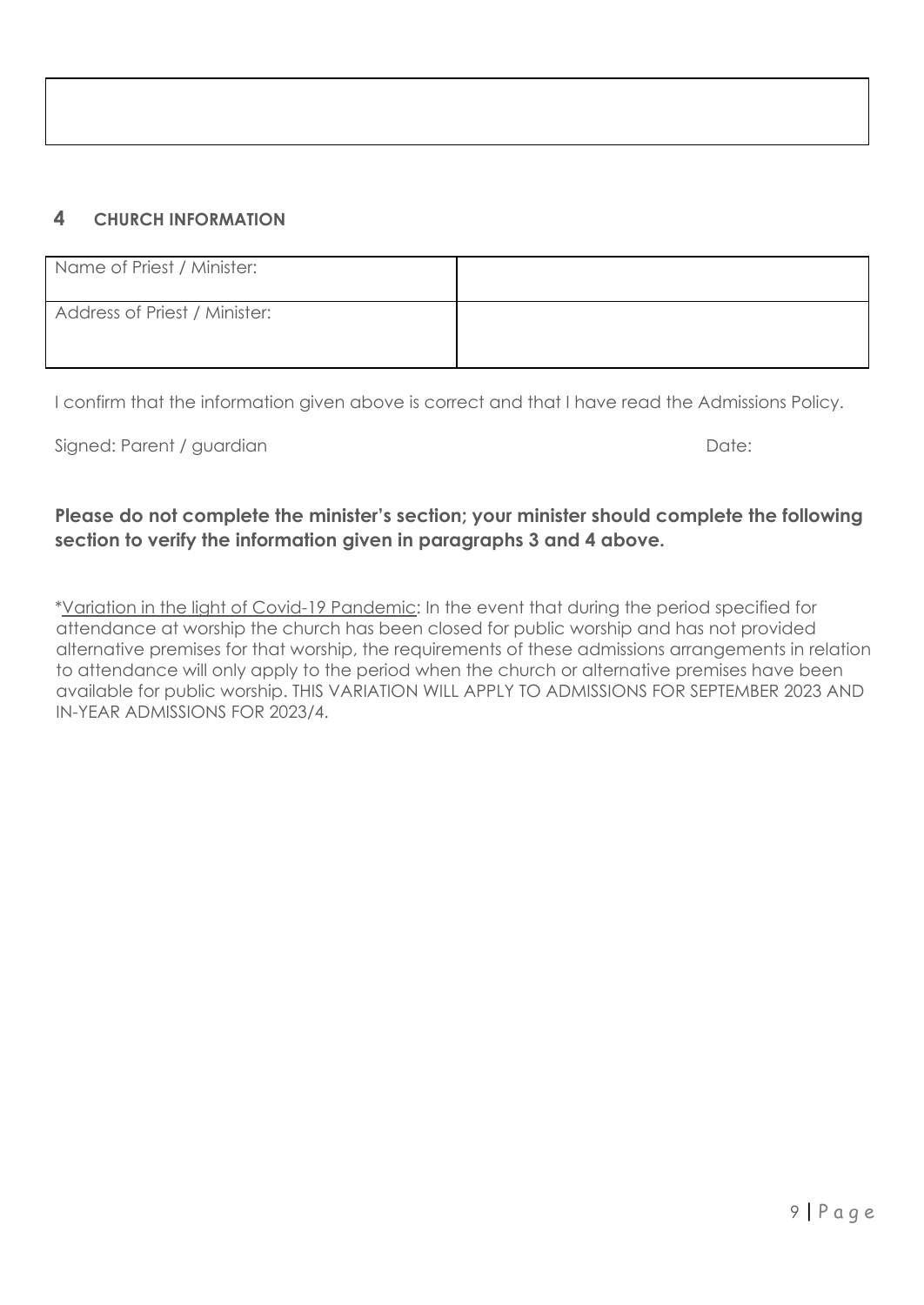## 4 CHURCH INFORMATION

| Name of Priest / Minister: | |
|---|---|
| Address of Priest / Minister: | |

I confirm that the information given above is correct and that I have read the Admissions Policy.

Signed: Parent / guardian Date:

**Please do not complete the minister's section; your minister should complete the following section to verify the information given in paragraphs 3 and 4 above.**

*Variation in the light of Covid-19 Pandemic: In the event that during the period specified for attendance at worship the church has been closed for public worship and has not provided alternative premises for that worship, the requirements of these admissions arrangements in relation to attendance will only apply to the period when the church or alternative premises have been available for public worship. THIS VARIATION WILL APPLY TO ADMISSIONS FOR SEPTEMBER 2023 AND IN-YEAR ADMISSIONS FOR 2023/4.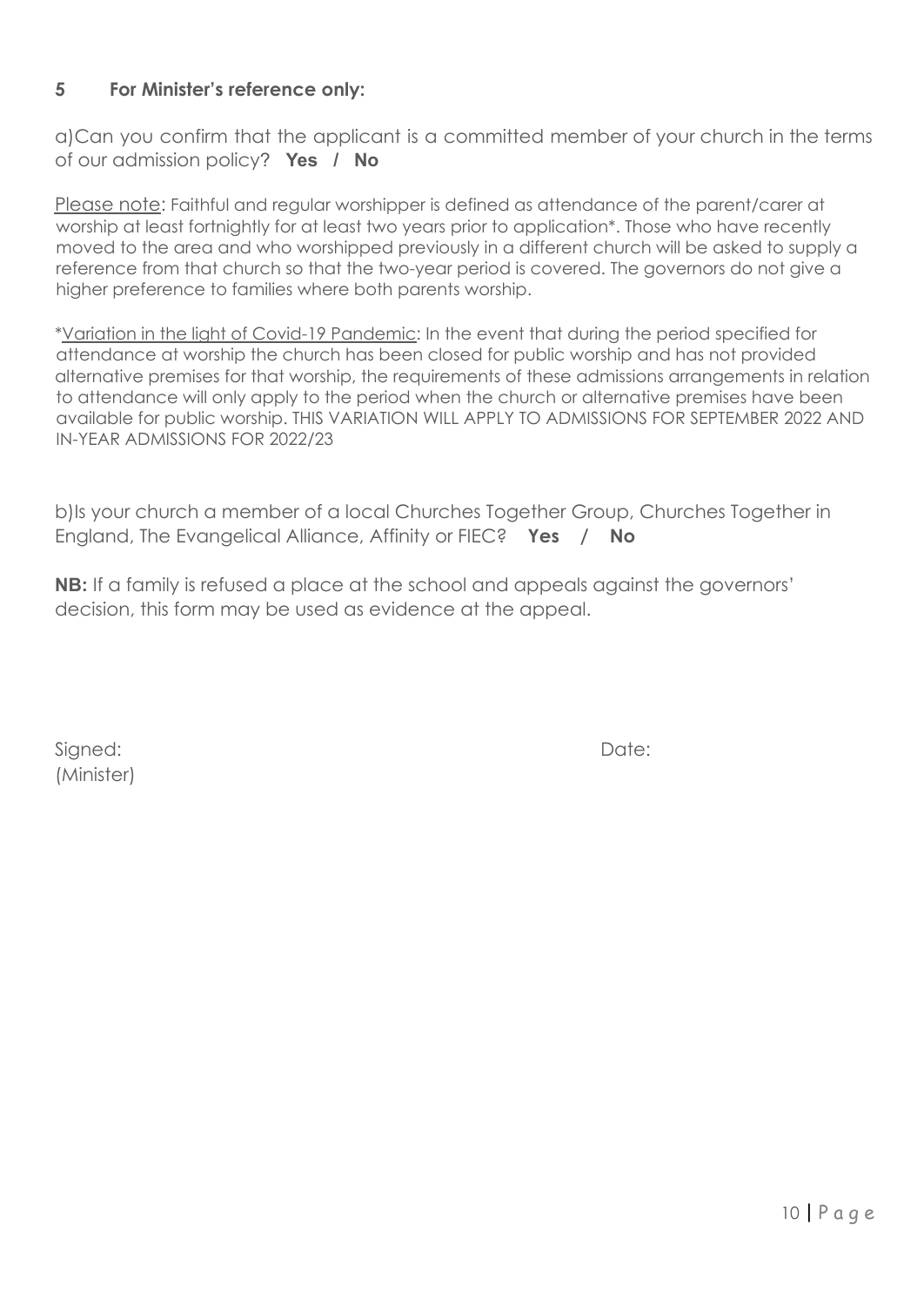## 5 For Minister's reference only:

a)Can you confirm that the applicant is a committed member of your church in the terms of our admission policy? **Yes / No**

Please note: Faithful and regular worshipper is defined as attendance of the parent/carer at worship at least fortnightly for at least two years prior to application*. Those who have recently moved to the area and who worshipped previously in a different church will be asked to supply a reference from that church so that the two-year period is covered. The governors do not give a higher preference to families where both parents worship.

*Variation in the light of Covid-19 Pandemic: In the event that during the period specified for attendance at worship the church has been closed for public worship and has not provided alternative premises for that worship, the requirements of these admissions arrangements in relation to attendance will only apply to the period when the church or alternative premises have been available for public worship. THIS VARIATION WILL APPLY TO ADMISSIONS FOR SEPTEMBER 2022 AND IN-YEAR ADMISSIONS FOR 2022/23

b)Is your church a member of a local Churches Together Group, Churches Together in England, The Evangelical Alliance, Affinity or FIEC? **Yes / No**

**NB:** If a family is refused a place at the school and appeals against the governors' decision, this form may be used as evidence at the appeal.

Signed: Date:
(Minister)